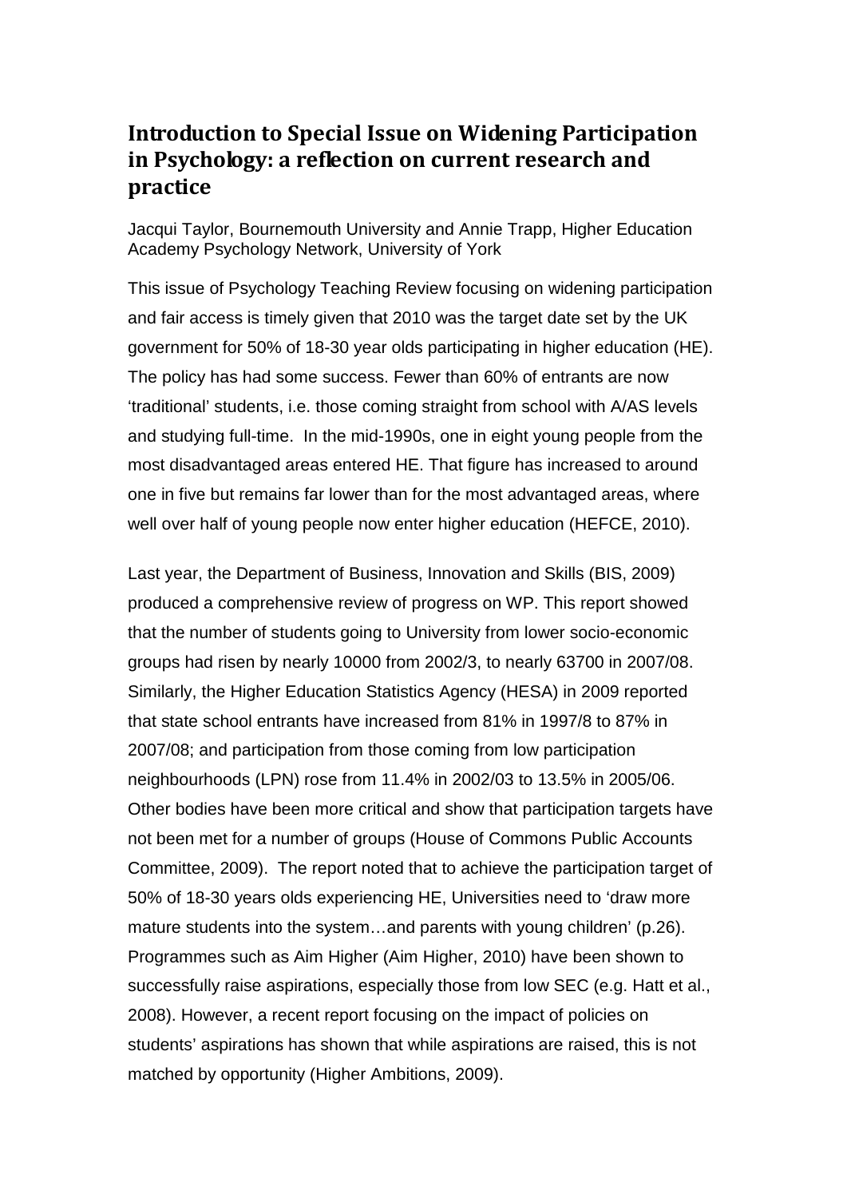# Introduction to Special Issue on Widening Participation in Psychology: a reflection on current research and practice

Jacqui Taylor, Bournemouth University and Annie Trapp, Higher Education Academy Psychology Network, University of York

This issue of Psychology Teaching Review focusing on widening participation and fair access is timely given that 2010 was the target date set by the UK government for 50% of 18-30 year olds participating in higher education (HE). The policy has had some success. Fewer than 60% of entrants are now 'traditional' students, i.e. those coming straight from school with A/AS levels and studying full-time. In the mid-1990s, one in eight young people from the most disadvantaged areas entered HE. That figure has increased to around one in five but remains far lower than for the most advantaged areas, where well over half of young people now enter higher education (HEFCE, 2010).

Last year, the Department of Business, Innovation and Skills (BIS, 2009) produced a comprehensive review of progress on WP. This report showed that the number of students going to University from lower socio-economic groups had risen by nearly 10000 from 2002/3, to nearly 63700 in 2007/08. Similarly, the Higher Education Statistics Agency (HESA) in 2009 reported that state school entrants have increased from 81% in 1997/8 to 87% in 2007/08; and participation from those coming from low participation neighbourhoods (LPN) rose from 11.4% in 2002/03 to 13.5% in 2005/06. Other bodies have been more critical and show that participation targets have not been met for a number of groups (House of Commons Public Accounts Committee, 2009). The report noted that to achieve the participation target of 50% of 18-30 years olds experiencing HE, Universities need to 'draw more mature students into the system…and parents with young children' (p.26). Programmes such as Aim Higher (Aim Higher, 2010) have been shown to successfully raise aspirations, especially those from low SEC (e.g. Hatt et al., 2008). However, a recent report focusing on the impact of policies on students' aspirations has shown that while aspirations are raised, this is not matched by opportunity (Higher Ambitions, 2009).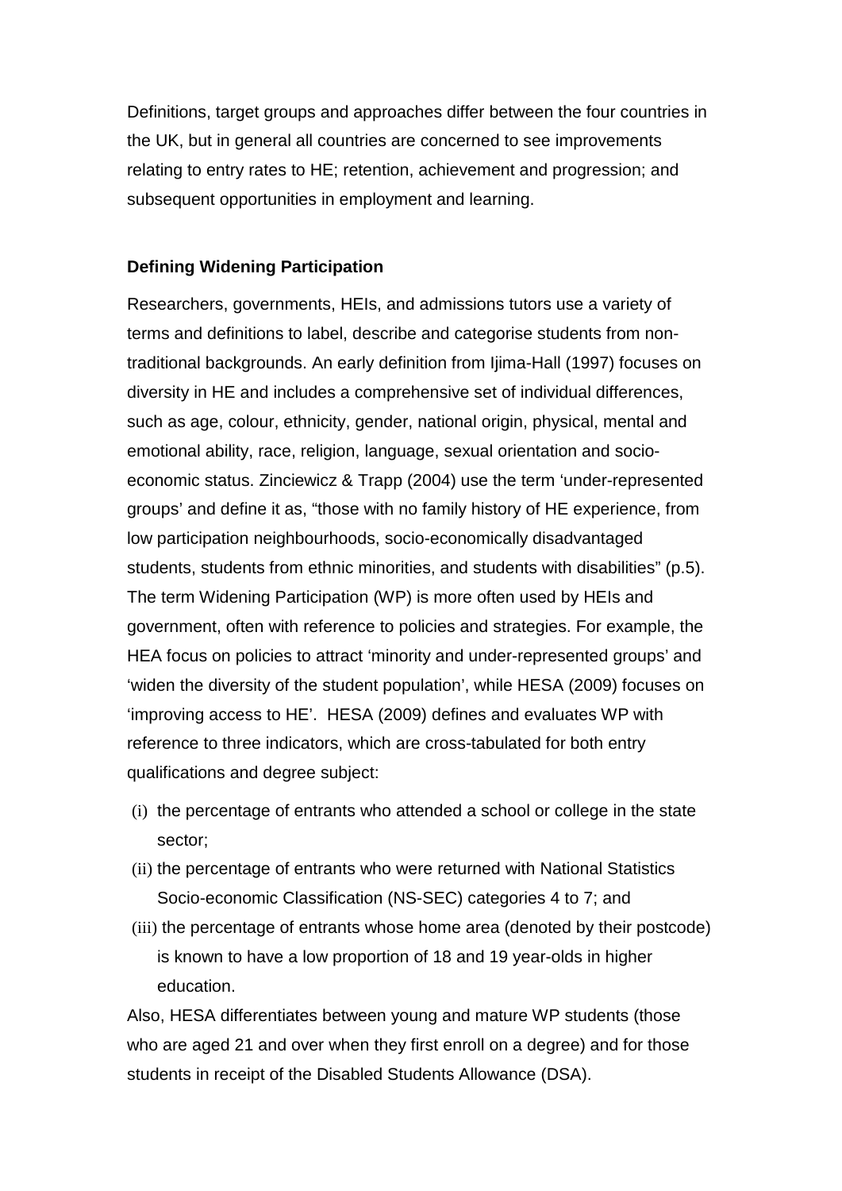Definitions, target groups and approaches differ between the four countries in the UK, but in general all countries are concerned to see improvements relating to entry rates to HE; retention, achievement and progression; and subsequent opportunities in employment and learning.

## Defining Widening Participation

Researchers, governments, HEIs, and admissions tutors use a variety of terms and definitions to label, describe and categorise students from non-traditional backgrounds. An early definition from Ijima-Hall (1997) focuses on diversity in HE and includes a comprehensive set of individual differences, such as age, colour, ethnicity, gender, national origin, physical, mental and emotional ability, race, religion, language, sexual orientation and socio-economic status. Zinciewicz & Trapp (2004) use the term 'under-represented groups' and define it as, "those with no family history of HE experience, from low participation neighbourhoods, socio-economically disadvantaged students, students from ethnic minorities, and students with disabilities" (p.5). The term Widening Participation (WP) is more often used by HEIs and government, often with reference to policies and strategies. For example, the HEA focus on policies to attract 'minority and under-represented groups' and 'widen the diversity of the student population', while HESA (2009) focuses on 'improving access to HE'. HESA (2009) defines and evaluates WP with reference to three indicators, which are cross-tabulated for both entry qualifications and degree subject:

(i) the percentage of entrants who attended a school or college in the state sector;

(ii) the percentage of entrants who were returned with National Statistics Socio-economic Classification (NS-SEC) categories 4 to 7; and

(iii) the percentage of entrants whose home area (denoted by their postcode) is known to have a low proportion of 18 and 19 year-olds in higher education.

Also, HESA differentiates between young and mature WP students (those who are aged 21 and over when they first enroll on a degree) and for those students in receipt of the Disabled Students Allowance (DSA).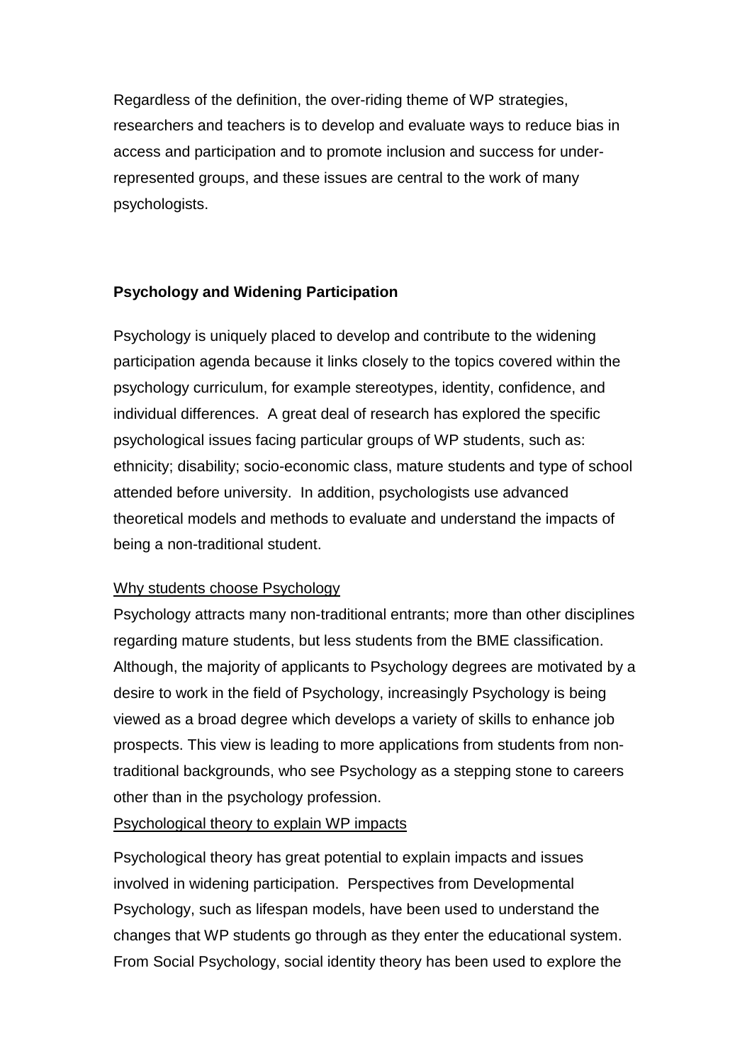Regardless of the definition, the over-riding theme of WP strategies, researchers and teachers is to develop and evaluate ways to reduce bias in access and participation and to promote inclusion and success for under-represented groups, and these issues are central to the work of many psychologists.

## Psychology and Widening Participation

Psychology is uniquely placed to develop and contribute to the widening participation agenda because it links closely to the topics covered within the psychology curriculum, for example stereotypes, identity, confidence, and individual differences. A great deal of research has explored the specific psychological issues facing particular groups of WP students, such as: ethnicity; disability; socio-economic class, mature students and type of school attended before university. In addition, psychologists use advanced theoretical models and methods to evaluate and understand the impacts of being a non-traditional student.

<u>Why students choose Psychology</u>

Psychology attracts many non-traditional entrants; more than other disciplines regarding mature students, but less students from the BME classification. Although, the majority of applicants to Psychology degrees are motivated by a desire to work in the field of Psychology, increasingly Psychology is being viewed as a broad degree which develops a variety of skills to enhance job prospects. This view is leading to more applications from students from non-traditional backgrounds, who see Psychology as a stepping stone to careers other than in the psychology profession.

<u>Psychological theory to explain WP impacts</u>

Psychological theory has great potential to explain impacts and issues involved in widening participation. Perspectives from Developmental Psychology, such as lifespan models, have been used to understand the changes that WP students go through as they enter the educational system. From Social Psychology, social identity theory has been used to explore the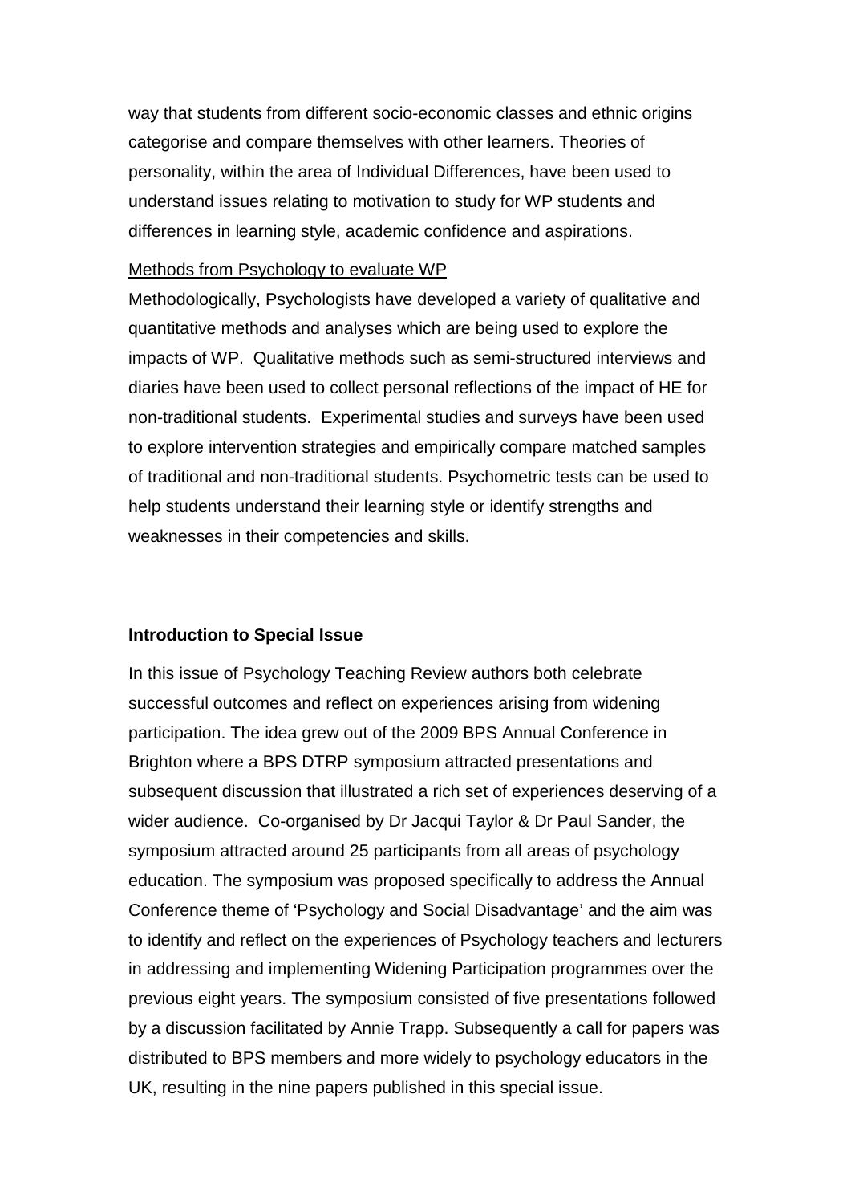way that students from different socio-economic classes and ethnic origins categorise and compare themselves with other learners. Theories of personality, within the area of Individual Differences, have been used to understand issues relating to motivation to study for WP students and differences in learning style, academic confidence and aspirations.

<u>Methods from Psychology to evaluate WP</u>

Methodologically, Psychologists have developed a variety of qualitative and quantitative methods and analyses which are being used to explore the impacts of WP. Qualitative methods such as semi-structured interviews and diaries have been used to collect personal reflections of the impact of HE for non-traditional students. Experimental studies and surveys have been used to explore intervention strategies and empirically compare matched samples of traditional and non-traditional students. Psychometric tests can be used to help students understand their learning style or identify strengths and weaknesses in their competencies and skills.

**Introduction to Special Issue**

In this issue of Psychology Teaching Review authors both celebrate successful outcomes and reflect on experiences arising from widening participation. The idea grew out of the 2009 BPS Annual Conference in Brighton where a BPS DTRP symposium attracted presentations and subsequent discussion that illustrated a rich set of experiences deserving of a wider audience. Co-organised by Dr Jacqui Taylor & Dr Paul Sander, the symposium attracted around 25 participants from all areas of psychology education. The symposium was proposed specifically to address the Annual Conference theme of 'Psychology and Social Disadvantage' and the aim was to identify and reflect on the experiences of Psychology teachers and lecturers in addressing and implementing Widening Participation programmes over the previous eight years. The symposium consisted of five presentations followed by a discussion facilitated by Annie Trapp. Subsequently a call for papers was distributed to BPS members and more widely to psychology educators in the UK, resulting in the nine papers published in this special issue.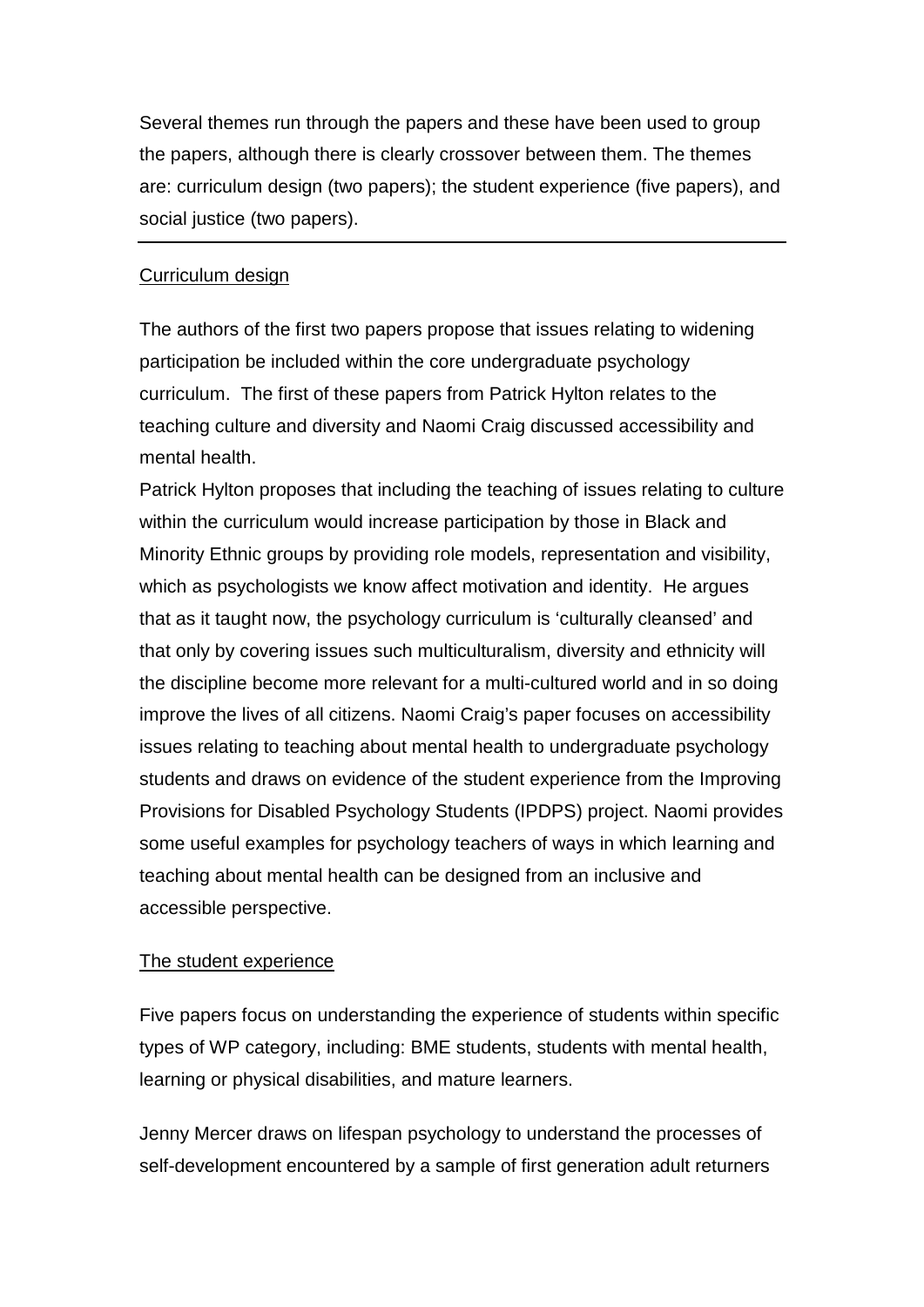Several themes run through the papers and these have been used to group the papers, although there is clearly crossover between them. The themes are: curriculum design (two papers); the student experience (five papers), and social justice (two papers).

---

<u>Curriculum design</u>

The authors of the first two papers propose that issues relating to widening participation be included within the core undergraduate psychology curriculum. The first of these papers from Patrick Hylton relates to the teaching culture and diversity and Naomi Craig discussed accessibility and mental health.

Patrick Hylton proposes that including the teaching of issues relating to culture within the curriculum would increase participation by those in Black and Minority Ethnic groups by providing role models, representation and visibility, which as psychologists we know affect motivation and identity. He argues that as it taught now, the psychology curriculum is 'culturally cleansed' and that only by covering issues such multiculturalism, diversity and ethnicity will the discipline become more relevant for a multi-cultured world and in so doing improve the lives of all citizens. Naomi Craig's paper focuses on accessibility issues relating to teaching about mental health to undergraduate psychology students and draws on evidence of the student experience from the Improving Provisions for Disabled Psychology Students (IPDPS) project. Naomi provides some useful examples for psychology teachers of ways in which learning and teaching about mental health can be designed from an inclusive and accessible perspective.

<u>The student experience</u>

Five papers focus on understanding the experience of students within specific types of WP category, including: BME students, students with mental health, learning or physical disabilities, and mature learners.

Jenny Mercer draws on lifespan psychology to understand the processes of self-development encountered by a sample of first generation adult returners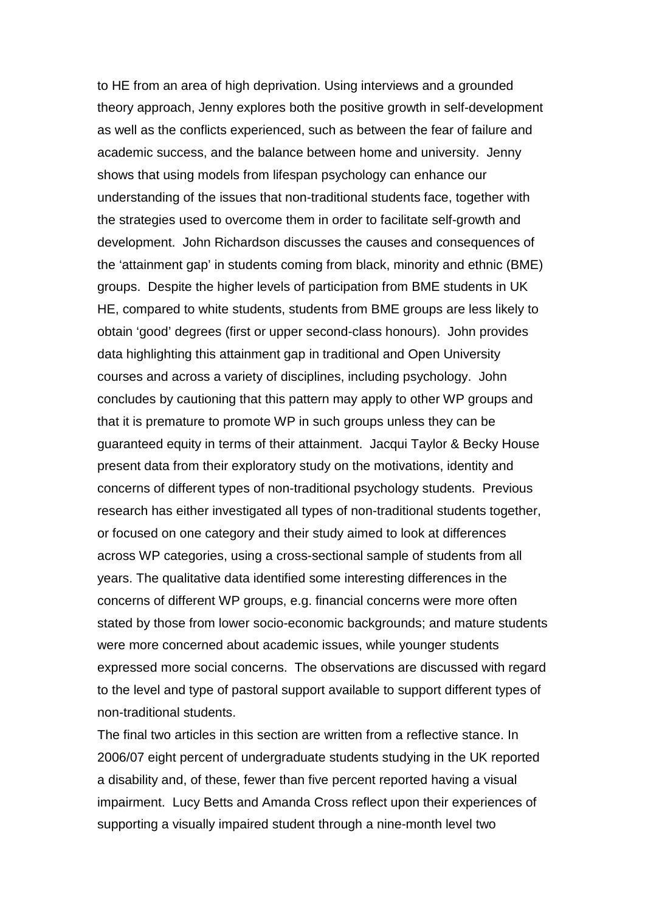to HE from an area of high deprivation. Using interviews and a grounded theory approach, Jenny explores both the positive growth in self-development as well as the conflicts experienced, such as between the fear of failure and academic success, and the balance between home and university. Jenny shows that using models from lifespan psychology can enhance our understanding of the issues that non-traditional students face, together with the strategies used to overcome them in order to facilitate self-growth and development. John Richardson discusses the causes and consequences of the 'attainment gap' in students coming from black, minority and ethnic (BME) groups. Despite the higher levels of participation from BME students in UK HE, compared to white students, students from BME groups are less likely to obtain 'good' degrees (first or upper second-class honours). John provides data highlighting this attainment gap in traditional and Open University courses and across a variety of disciplines, including psychology. John concludes by cautioning that this pattern may apply to other WP groups and that it is premature to promote WP in such groups unless they can be guaranteed equity in terms of their attainment. Jacqui Taylor & Becky House present data from their exploratory study on the motivations, identity and concerns of different types of non-traditional psychology students. Previous research has either investigated all types of non-traditional students together, or focused on one category and their study aimed to look at differences across WP categories, using a cross-sectional sample of students from all years. The qualitative data identified some interesting differences in the concerns of different WP groups, e.g. financial concerns were more often stated by those from lower socio-economic backgrounds; and mature students were more concerned about academic issues, while younger students expressed more social concerns. The observations are discussed with regard to the level and type of pastoral support available to support different types of non-traditional students.

The final two articles in this section are written from a reflective stance. In 2006/07 eight percent of undergraduate students studying in the UK reported a disability and, of these, fewer than five percent reported having a visual impairment. Lucy Betts and Amanda Cross reflect upon their experiences of supporting a visually impaired student through a nine-month level two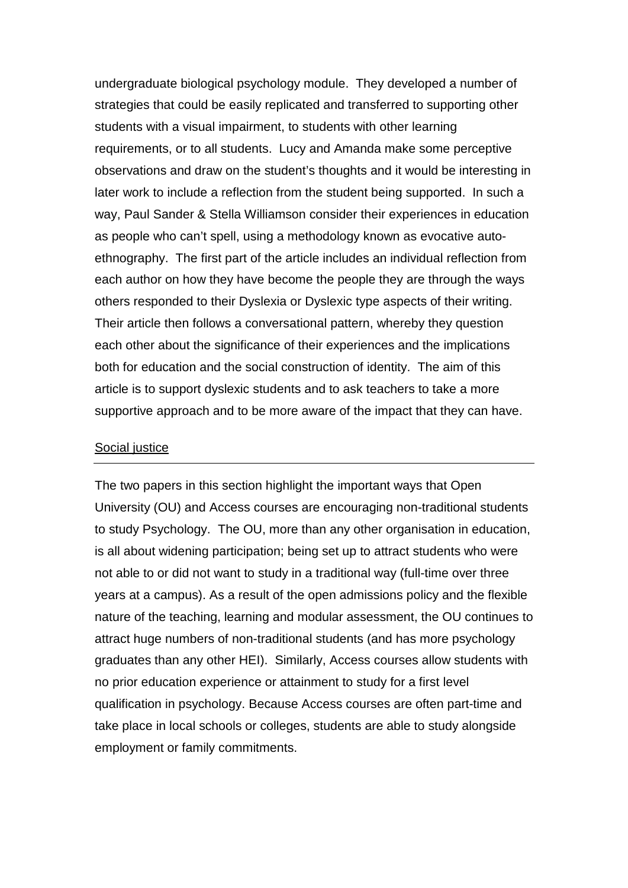undergraduate biological psychology module. They developed a number of strategies that could be easily replicated and transferred to supporting other students with a visual impairment, to students with other learning requirements, or to all students. Lucy and Amanda make some perceptive observations and draw on the student's thoughts and it would be interesting in later work to include a reflection from the student being supported. In such a way, Paul Sander & Stella Williamson consider their experiences in education as people who can't spell, using a methodology known as evocative auto-ethnography. The first part of the article includes an individual reflection from each author on how they have become the people they are through the ways others responded to their Dyslexia or Dyslexic type aspects of their writing. Their article then follows a conversational pattern, whereby they question each other about the significance of their experiences and the implications both for education and the social construction of identity. The aim of this article is to support dyslexic students and to ask teachers to take a more supportive approach and to be more aware of the impact that they can have.

## Social justice

The two papers in this section highlight the important ways that Open University (OU) and Access courses are encouraging non-traditional students to study Psychology. The OU, more than any other organisation in education, is all about widening participation; being set up to attract students who were not able to or did not want to study in a traditional way (full-time over three years at a campus). As a result of the open admissions policy and the flexible nature of the teaching, learning and modular assessment, the OU continues to attract huge numbers of non-traditional students (and has more psychology graduates than any other HEI). Similarly, Access courses allow students with no prior education experience or attainment to study for a first level qualification in psychology. Because Access courses are often part-time and take place in local schools or colleges, students are able to study alongside employment or family commitments.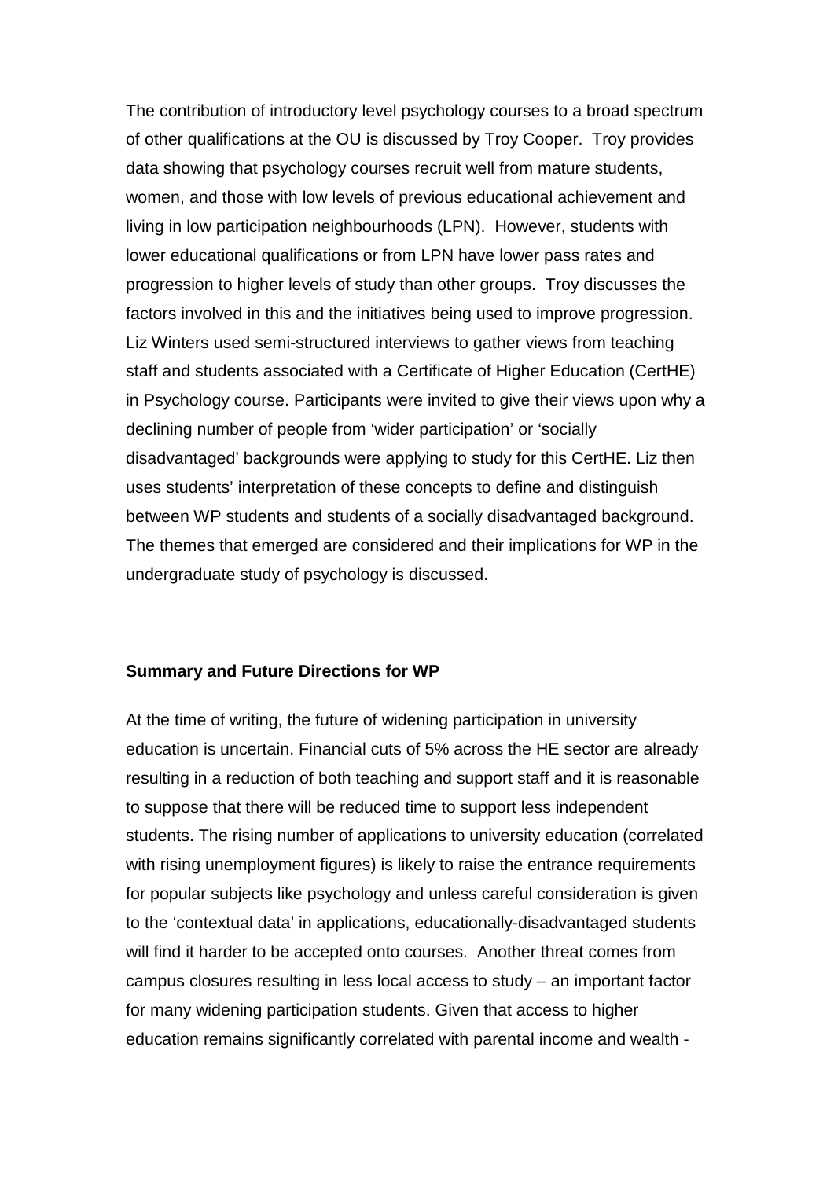The contribution of introductory level psychology courses to a broad spectrum of other qualifications at the OU is discussed by Troy Cooper. Troy provides data showing that psychology courses recruit well from mature students, women, and those with low levels of previous educational achievement and living in low participation neighbourhoods (LPN). However, students with lower educational qualifications or from LPN have lower pass rates and progression to higher levels of study than other groups. Troy discusses the factors involved in this and the initiatives being used to improve progression. Liz Winters used semi-structured interviews to gather views from teaching staff and students associated with a Certificate of Higher Education (CertHE) in Psychology course. Participants were invited to give their views upon why a declining number of people from 'wider participation' or 'socially disadvantaged' backgrounds were applying to study for this CertHE. Liz then uses students' interpretation of these concepts to define and distinguish between WP students and students of a socially disadvantaged background. The themes that emerged are considered and their implications for WP in the undergraduate study of psychology is discussed.

**Summary and Future Directions for WP**

At the time of writing, the future of widening participation in university education is uncertain. Financial cuts of 5% across the HE sector are already resulting in a reduction of both teaching and support staff and it is reasonable to suppose that there will be reduced time to support less independent students. The rising number of applications to university education (correlated with rising unemployment figures) is likely to raise the entrance requirements for popular subjects like psychology and unless careful consideration is given to the 'contextual data' in applications, educationally-disadvantaged students will find it harder to be accepted onto courses. Another threat comes from campus closures resulting in less local access to study – an important factor for many widening participation students. Given that access to higher education remains significantly correlated with parental income and wealth -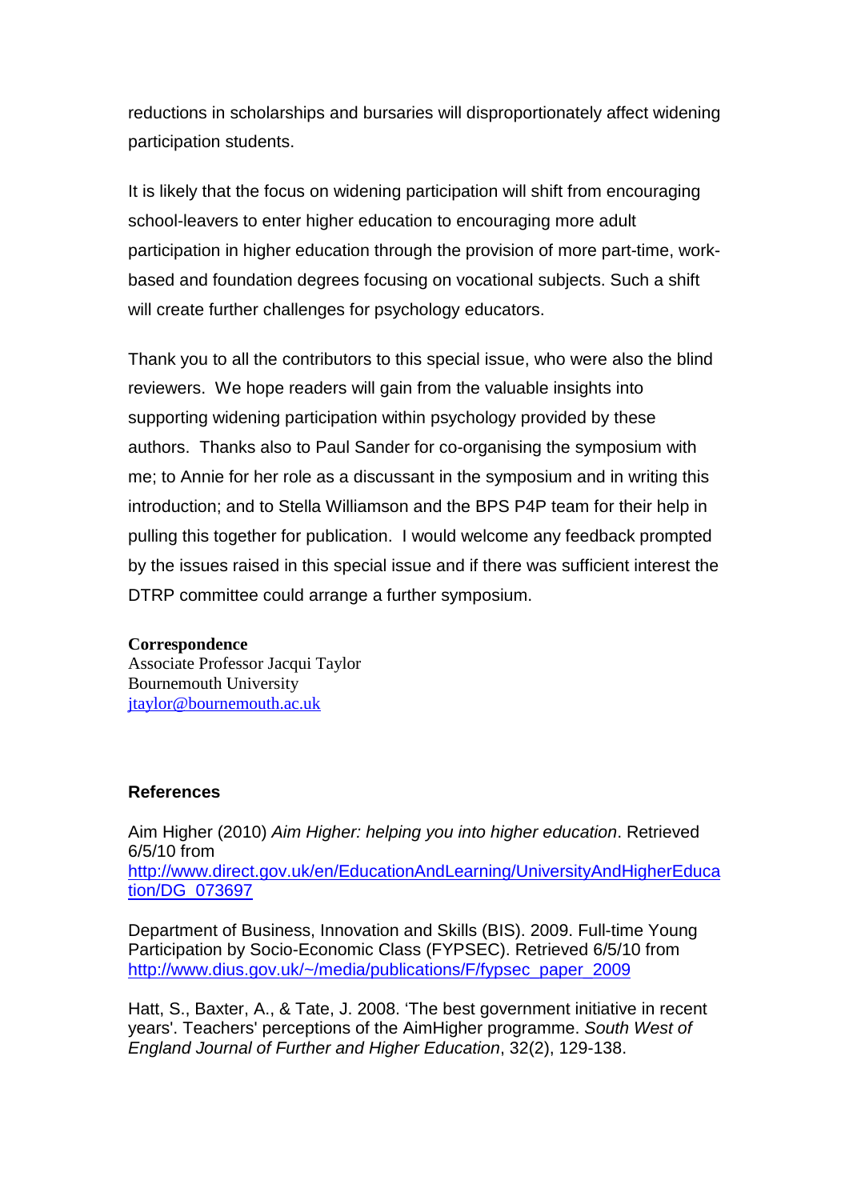reductions in scholarships and bursaries will disproportionately affect widening participation students.

It is likely that the focus on widening participation will shift from encouraging school-leavers to enter higher education to encouraging more adult participation in higher education through the provision of more part-time, work-based and foundation degrees focusing on vocational subjects. Such a shift will create further challenges for psychology educators.

Thank you to all the contributors to this special issue, who were also the blind reviewers. We hope readers will gain from the valuable insights into supporting widening participation within psychology provided by these authors. Thanks also to Paul Sander for co-organising the symposium with me; to Annie for her role as a discussant in the symposium and in writing this introduction; and to Stella Williamson and the BPS P4P team for their help in pulling this together for publication. I would welcome any feedback prompted by the issues raised in this special issue and if there was sufficient interest the DTRP committee could arrange a further symposium.

**Correspondence**
Associate Professor Jacqui Taylor
Bournemouth University
jtaylor@bournemouth.ac.uk

## References

Aim Higher (2010) *Aim Higher: helping you into higher education*. Retrieved 6/5/10 from http://www.direct.gov.uk/en/EducationAndLearning/UniversityAndHigherEducation/DG_073697

Department of Business, Innovation and Skills (BIS). 2009. Full-time Young Participation by Socio-Economic Class (FYPSEC). Retrieved 6/5/10 from http://www.dius.gov.uk/~/media/publications/F/fypsec_paper_2009

Hatt, S., Baxter, A., & Tate, J. 2008. 'The best government initiative in recent years'. Teachers' perceptions of the AimHigher programme. *South West of England Journal of Further and Higher Education*, 32(2), 129-138.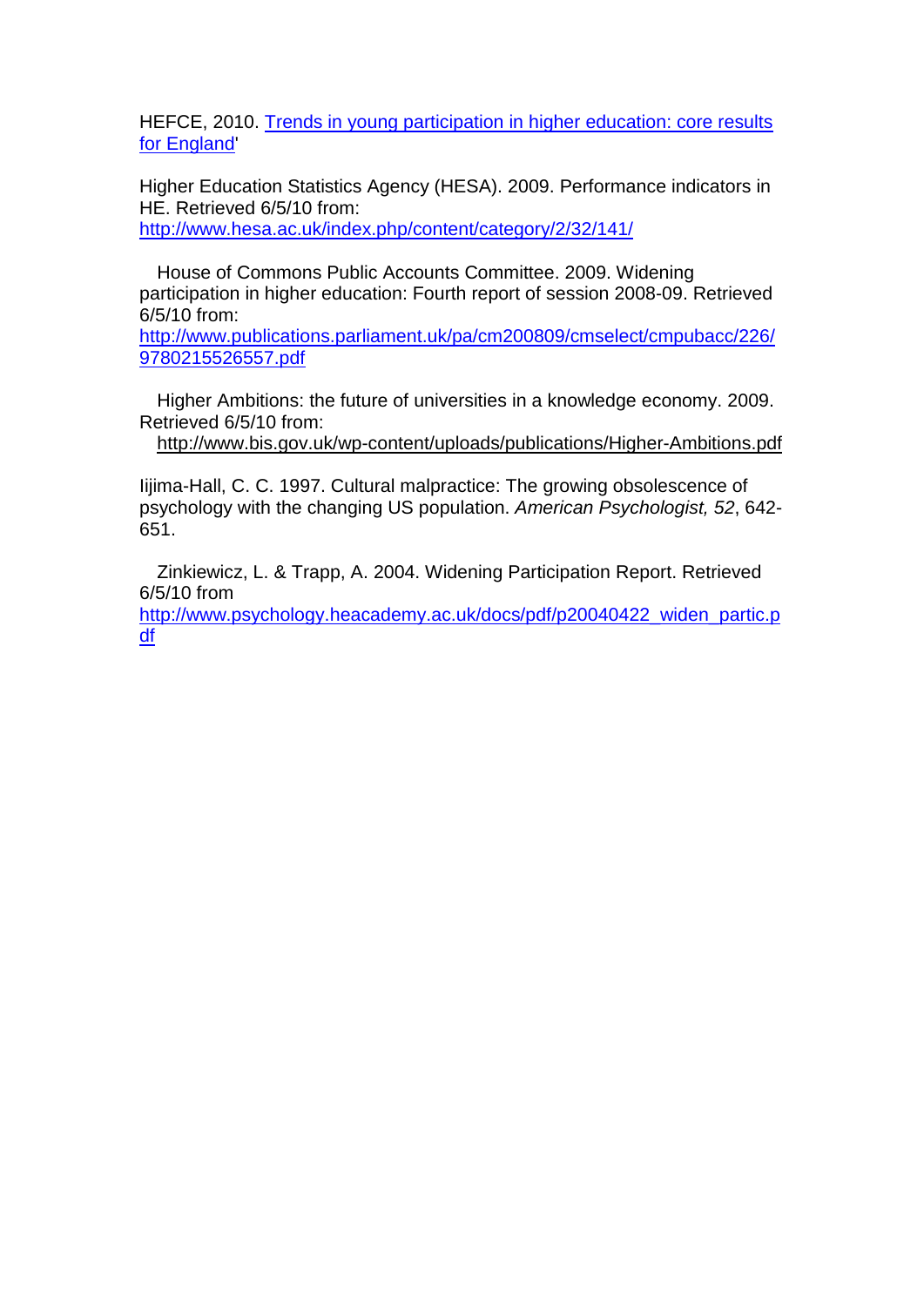HEFCE, 2010. [Trends in young participation in higher education: core results for England](Trends in young participation in higher education: core results for England)'

Higher Education Statistics Agency (HESA). 2009. Performance indicators in HE. Retrieved 6/5/10 from: http://www.hesa.ac.uk/index.php/content/category/2/32/141/

House of Commons Public Accounts Committee. 2009. Widening participation in higher education: Fourth report of session 2008-09. Retrieved 6/5/10 from: http://www.publications.parliament.uk/pa/cm200809/cmselect/cmpubacc/226/9780215526557.pdf

Higher Ambitions: the future of universities in a knowledge economy. 2009. Retrieved 6/5/10 from: http://www.bis.gov.uk/wp-content/uploads/publications/Higher-Ambitions.pdf

Iijima-Hall, C. C. 1997. Cultural malpractice: The growing obsolescence of psychology with the changing US population. *American Psychologist, 52*, 642-651.

Zinkiewicz, L. & Trapp, A. 2004. Widening Participation Report. Retrieved 6/5/10 from http://www.psychology.heacademy.ac.uk/docs/pdf/p20040422_widen_partic.pdf